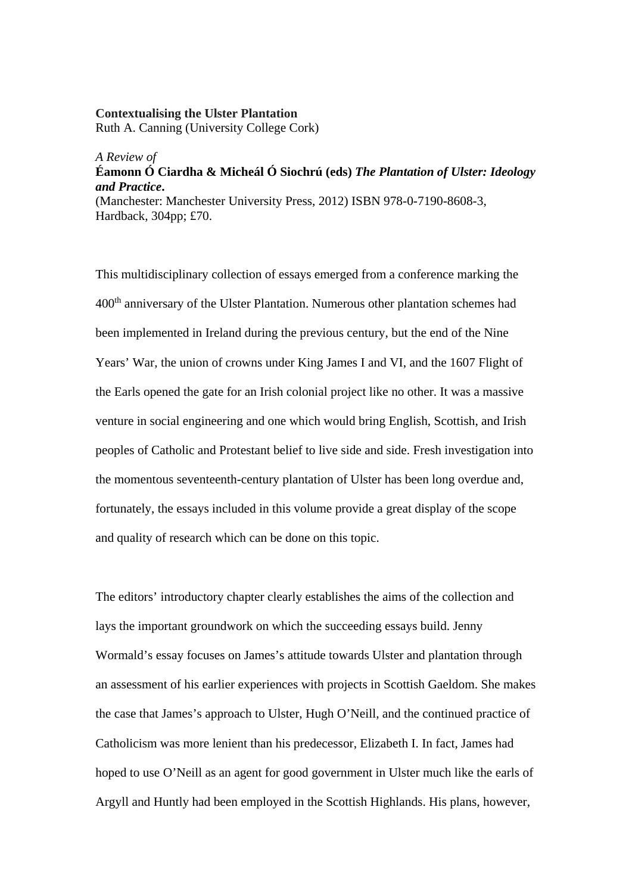**Contextualising the Ulster Plantation**
Ruth A. Canning (University College Cork)

*A Review of*
**Éamonn Ó Ciardha & Micheál Ó Siochrú (eds)** ***The Plantation of Ulster: Ideology and Practice*****.**
(Manchester: Manchester University Press, 2012) ISBN 978-0-7190-8608-3, Hardback, 304pp; £70.

This multidisciplinary collection of essays emerged from a conference marking the 400th anniversary of the Ulster Plantation. Numerous other plantation schemes had been implemented in Ireland during the previous century, but the end of the Nine Years' War, the union of crowns under King James I and VI, and the 1607 Flight of the Earls opened the gate for an Irish colonial project like no other. It was a massive venture in social engineering and one which would bring English, Scottish, and Irish peoples of Catholic and Protestant belief to live side and side. Fresh investigation into the momentous seventeenth-century plantation of Ulster has been long overdue and, fortunately, the essays included in this volume provide a great display of the scope and quality of research which can be done on this topic.

The editors' introductory chapter clearly establishes the aims of the collection and lays the important groundwork on which the succeeding essays build. Jenny Wormald's essay focuses on James's attitude towards Ulster and plantation through an assessment of his earlier experiences with projects in Scottish Gaeldom. She makes the case that James's approach to Ulster, Hugh O'Neill, and the continued practice of Catholicism was more lenient than his predecessor, Elizabeth I. In fact, James had hoped to use O'Neill as an agent for good government in Ulster much like the earls of Argyll and Huntly had been employed in the Scottish Highlands. His plans, however,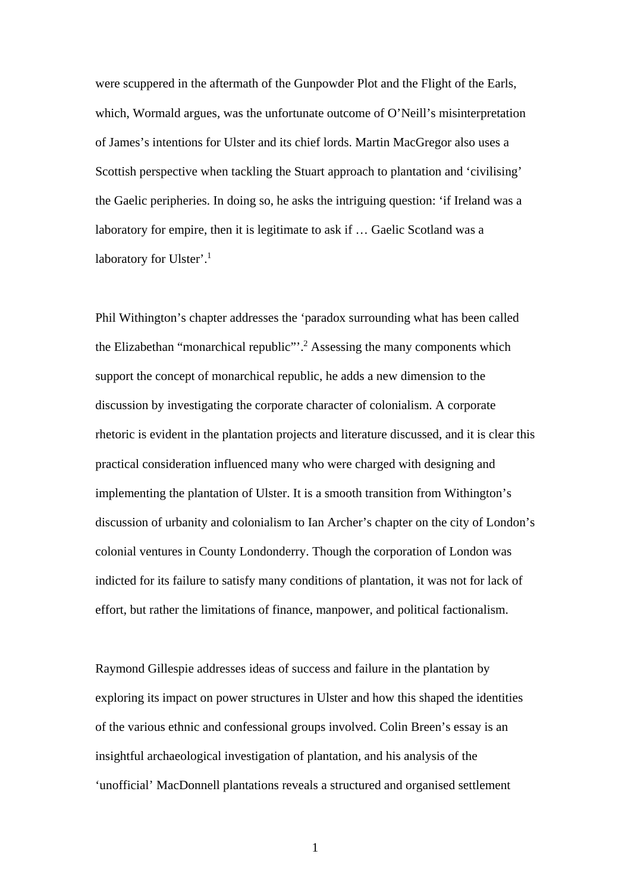were scuppered in the aftermath of the Gunpowder Plot and the Flight of the Earls, which, Wormald argues, was the unfortunate outcome of O'Neill's misinterpretation of James's intentions for Ulster and its chief lords. Martin MacGregor also uses a Scottish perspective when tackling the Stuart approach to plantation and 'civilising' the Gaelic peripheries. In doing so, he asks the intriguing question: 'if Ireland was a laboratory for empire, then it is legitimate to ask if … Gaelic Scotland was a laboratory for Ulster'.[1]

Phil Withington's chapter addresses the 'paradox surrounding what has been called the Elizabethan "monarchical republic"'.[2] Assessing the many components which support the concept of monarchical republic, he adds a new dimension to the discussion by investigating the corporate character of colonialism. A corporate rhetoric is evident in the plantation projects and literature discussed, and it is clear this practical consideration influenced many who were charged with designing and implementing the plantation of Ulster. It is a smooth transition from Withington's discussion of urbanity and colonialism to Ian Archer's chapter on the city of London's colonial ventures in County Londonderry. Though the corporation of London was indicted for its failure to satisfy many conditions of plantation, it was not for lack of effort, but rather the limitations of finance, manpower, and political factionalism.

Raymond Gillespie addresses ideas of success and failure in the plantation by exploring its impact on power structures in Ulster and how this shaped the identities of the various ethnic and confessional groups involved. Colin Breen's essay is an insightful archaeological investigation of plantation, and his analysis of the 'unofficial' MacDonnell plantations reveals a structured and organised settlement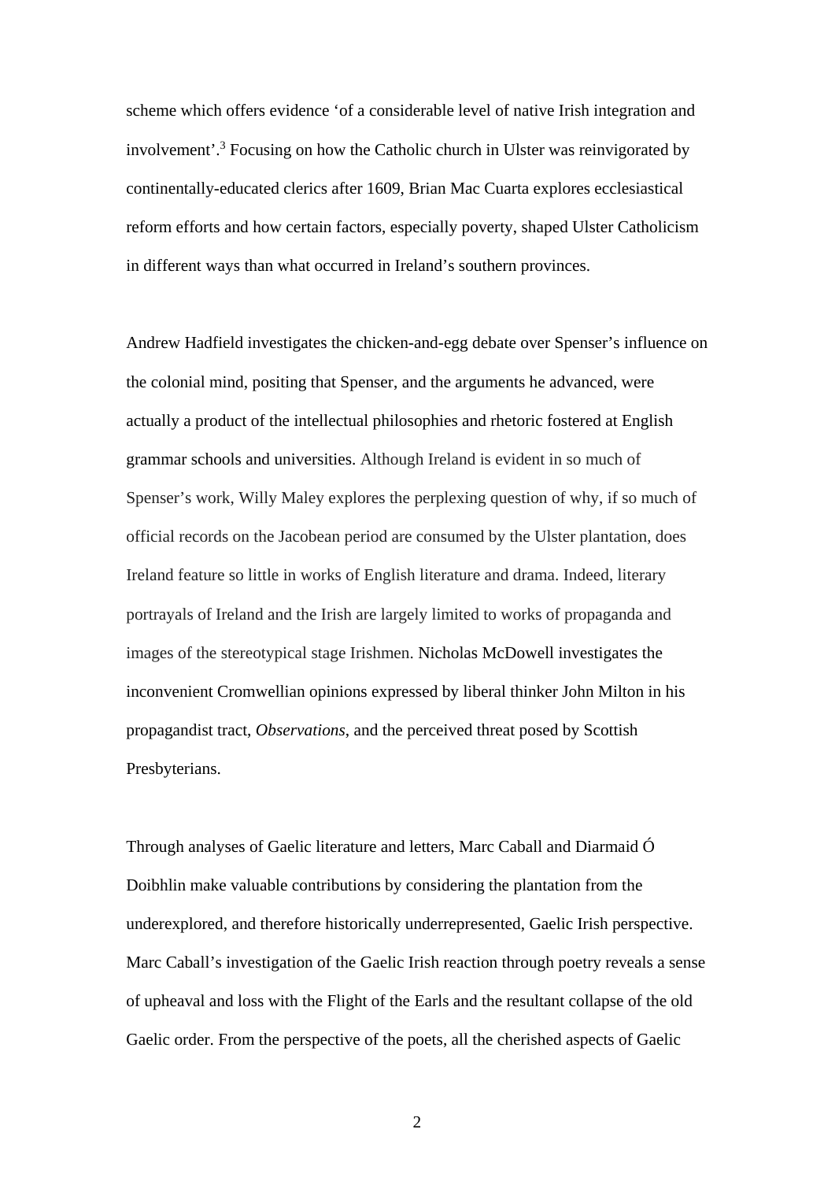scheme which offers evidence 'of a considerable level of native Irish integration and involvement'.[3] Focusing on how the Catholic church in Ulster was reinvigorated by continentally-educated clerics after 1609, Brian Mac Cuarta explores ecclesiastical reform efforts and how certain factors, especially poverty, shaped Ulster Catholicism in different ways than what occurred in Ireland's southern provinces.

Andrew Hadfield investigates the chicken-and-egg debate over Spenser's influence on the colonial mind, positing that Spenser, and the arguments he advanced, were actually a product of the intellectual philosophies and rhetoric fostered at English grammar schools and universities. Although Ireland is evident in so much of Spenser's work, Willy Maley explores the perplexing question of why, if so much of official records on the Jacobean period are consumed by the Ulster plantation, does Ireland feature so little in works of English literature and drama. Indeed, literary portrayals of Ireland and the Irish are largely limited to works of propaganda and images of the stereotypical stage Irishmen. Nicholas McDowell investigates the inconvenient Cromwellian opinions expressed by liberal thinker John Milton in his propagandist tract, *Observations*, and the perceived threat posed by Scottish Presbyterians.

Through analyses of Gaelic literature and letters, Marc Caball and Diarmaid Ó Doibhlin make valuable contributions by considering the plantation from the underexplored, and therefore historically underrepresented, Gaelic Irish perspective. Marc Caball's investigation of the Gaelic Irish reaction through poetry reveals a sense of upheaval and loss with the Flight of the Earls and the resultant collapse of the old Gaelic order. From the perspective of the poets, all the cherished aspects of Gaelic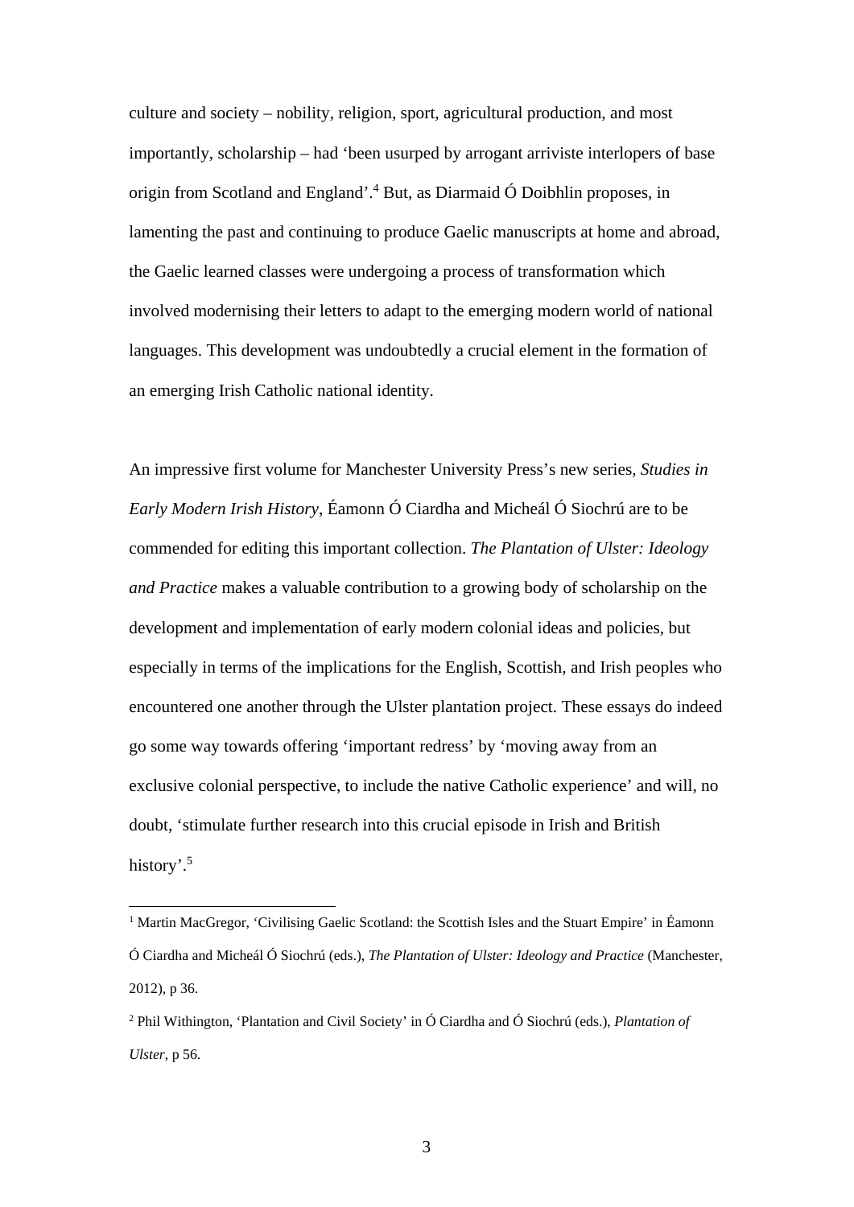culture and society – nobility, religion, sport, agricultural production, and most importantly, scholarship – had 'been usurped by arrogant arriviste interlopers of base origin from Scotland and England'.[4] But, as Diarmaid Ó Doibhlin proposes, in lamenting the past and continuing to produce Gaelic manuscripts at home and abroad, the Gaelic learned classes were undergoing a process of transformation which involved modernising their letters to adapt to the emerging modern world of national languages. This development was undoubtedly a crucial element in the formation of an emerging Irish Catholic national identity.

An impressive first volume for Manchester University Press's new series, *Studies in Early Modern Irish History*, Éamonn Ó Ciardha and Micheál Ó Siochrú are to be commended for editing this important collection. *The Plantation of Ulster: Ideology and Practice* makes a valuable contribution to a growing body of scholarship on the development and implementation of early modern colonial ideas and policies, but especially in terms of the implications for the English, Scottish, and Irish peoples who encountered one another through the Ulster plantation project. These essays do indeed go some way towards offering 'important redress' by 'moving away from an exclusive colonial perspective, to include the native Catholic experience' and will, no doubt, 'stimulate further research into this crucial episode in Irish and British history'.[5]

---

[1] Martin MacGregor, 'Civilising Gaelic Scotland: the Scottish Isles and the Stuart Empire' in Éamonn Ó Ciardha and Micheál Ó Siochrú (eds.), *The Plantation of Ulster: Ideology and Practice* (Manchester, 2012), p 36.

[2] Phil Withington, 'Plantation and Civil Society' in Ó Ciardha and Ó Siochrú (eds.), *Plantation of Ulster*, p 56.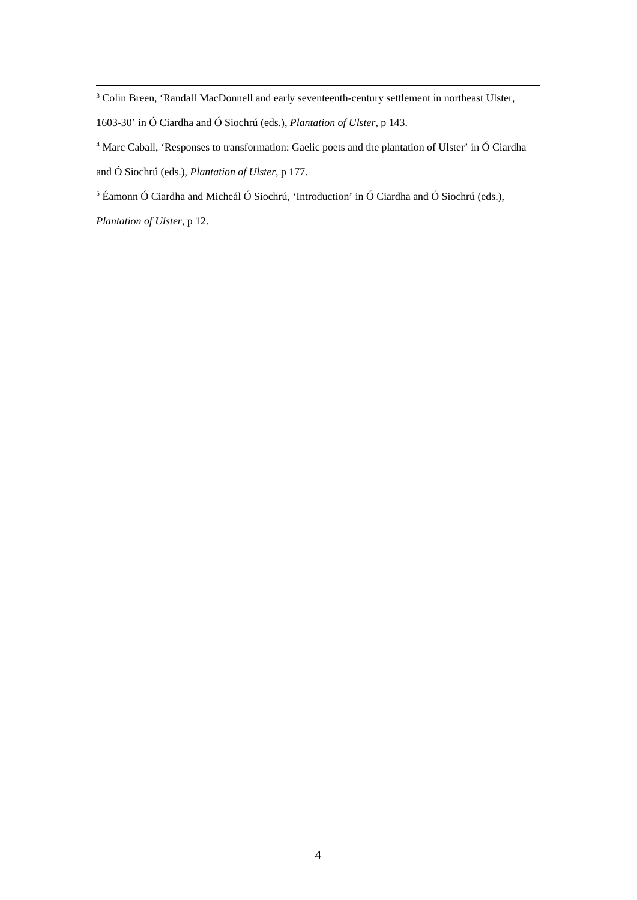[3] Colin Breen, 'Randall MacDonnell and early seventeenth-century settlement in northeast Ulster, 1603-30' in Ó Ciardha and Ó Siochrú (eds.), *Plantation of Ulster*, p 143.

[4] Marc Caball, 'Responses to transformation: Gaelic poets and the plantation of Ulster' in Ó Ciardha and Ó Siochrú (eds.), *Plantation of Ulster*, p 177.

[5] Éamonn Ó Ciardha and Micheál Ó Siochrú, 'Introduction' in Ó Ciardha and Ó Siochrú (eds.), *Plantation of Ulster*, p 12.